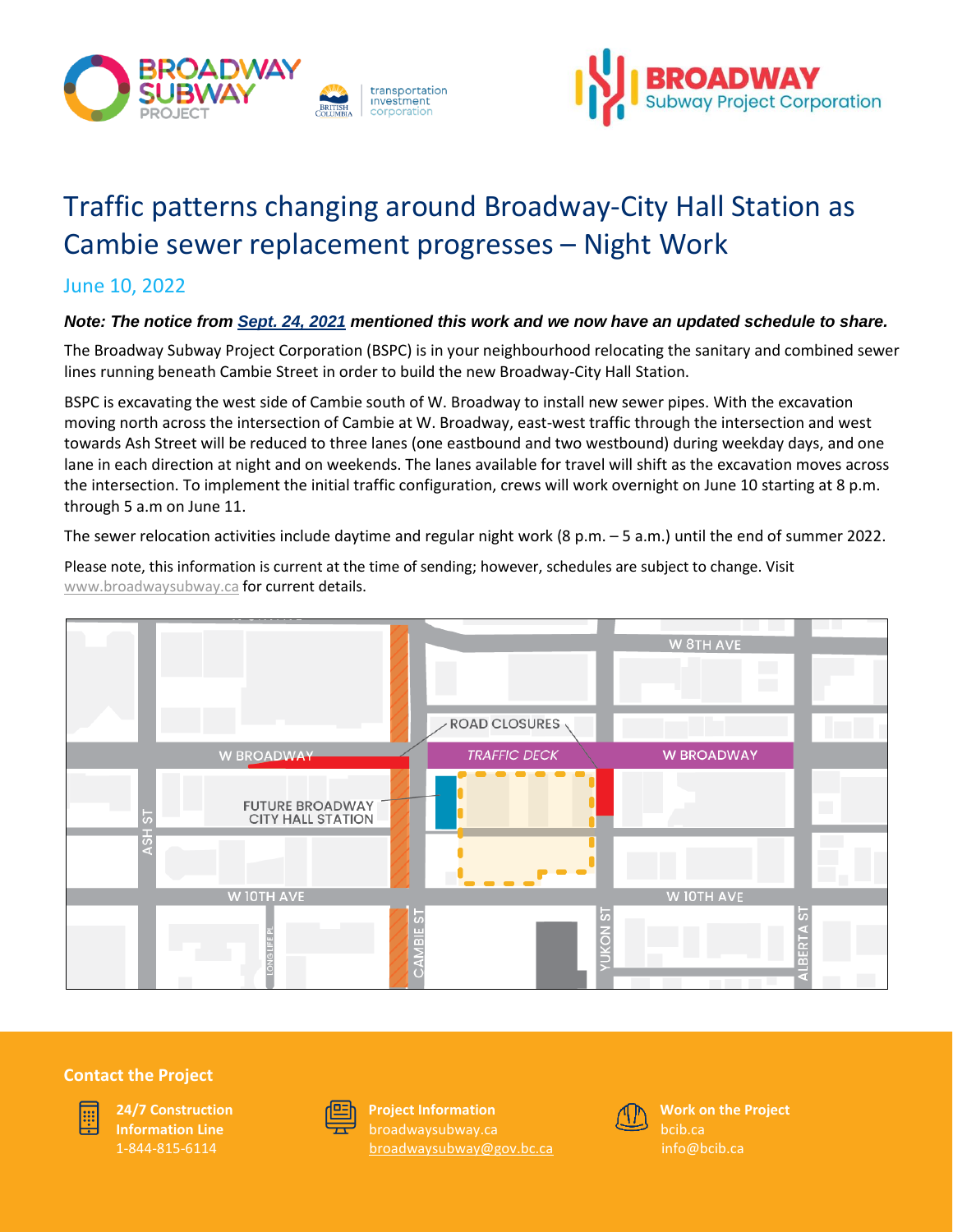# Traffic patterns changing around Broadway-City Hall Station as Cambie sewer replacement progresses – Night Work

## June 10, 2022

***Note: The notice from Sept. 24, 2021 mentioned this work and we now have an updated schedule to share.***

The Broadway Subway Project Corporation (BSPC) is in your neighbourhood relocating the sanitary and combined sewer lines running beneath Cambie Street in order to build the new Broadway-City Hall Station.

BSPC is excavating the west side of Cambie south of W. Broadway to install new sewer pipes. With the excavation moving north across the intersection of Cambie at W. Broadway, east-west traffic through the intersection and west towards Ash Street will be reduced to three lanes (one eastbound and two westbound) during weekday days, and one lane in each direction at night and on weekends. The lanes available for travel will shift as the excavation moves across the intersection. To implement the initial traffic configuration, crews will work overnight on June 10 starting at 8 p.m. through 5 a.m on June 11.

The sewer relocation activities include daytime and regular night work (8 p.m. – 5 a.m.) until the end of summer 2022.

Please note, this information is current at the time of sending; however, schedules are subject to change. Visit www.broadwaysubway.ca for current details.

## Contact the Project

**24/7 Construction Information Line**
1-844-815-6114

**Project Information**
broadwaysubway.ca
broadwaysubway@gov.bc.ca

**Work on the Project**
bcib.ca
info@bcib.ca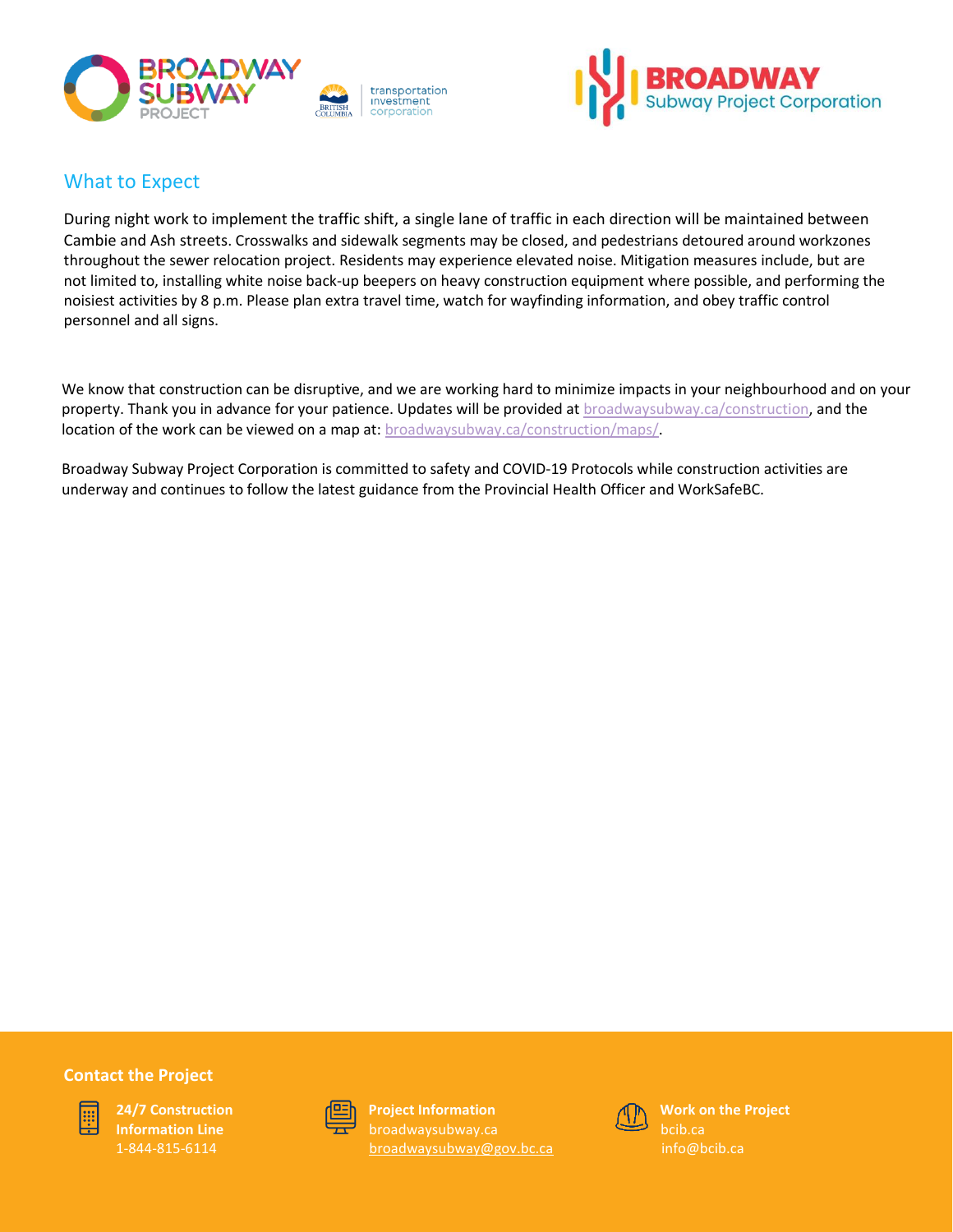## What to Expect

During night work to implement the traffic shift, a single lane of traffic in each direction will be maintained between Cambie and Ash streets. Crosswalks and sidewalk segments may be closed, and pedestrians detoured around workzones throughout the sewer relocation project. Residents may experience elevated noise. Mitigation measures include, but are not limited to, installing white noise back-up beepers on heavy construction equipment where possible, and performing the noisiest activities by 8 p.m. Please plan extra travel time, watch for wayfinding information, and obey traffic control personnel and all signs.

We know that construction can be disruptive, and we are working hard to minimize impacts in your neighbourhood and on your property. Thank you in advance for your patience. Updates will be provided at broadwaysubway.ca/construction, and the location of the work can be viewed on a map at: broadwaysubway.ca/construction/maps/.

Broadway Subway Project Corporation is committed to safety and COVID-19 Protocols while construction activities are underway and continues to follow the latest guidance from the Provincial Health Officer and WorkSafeBC.

### Contact the Project

**24/7 Construction Information Line**
1-844-815-6114

**Project Information**
broadwaysubway.ca
broadwaysubway@gov.bc.ca

**Work on the Project**
bcib.ca
info@bcib.ca